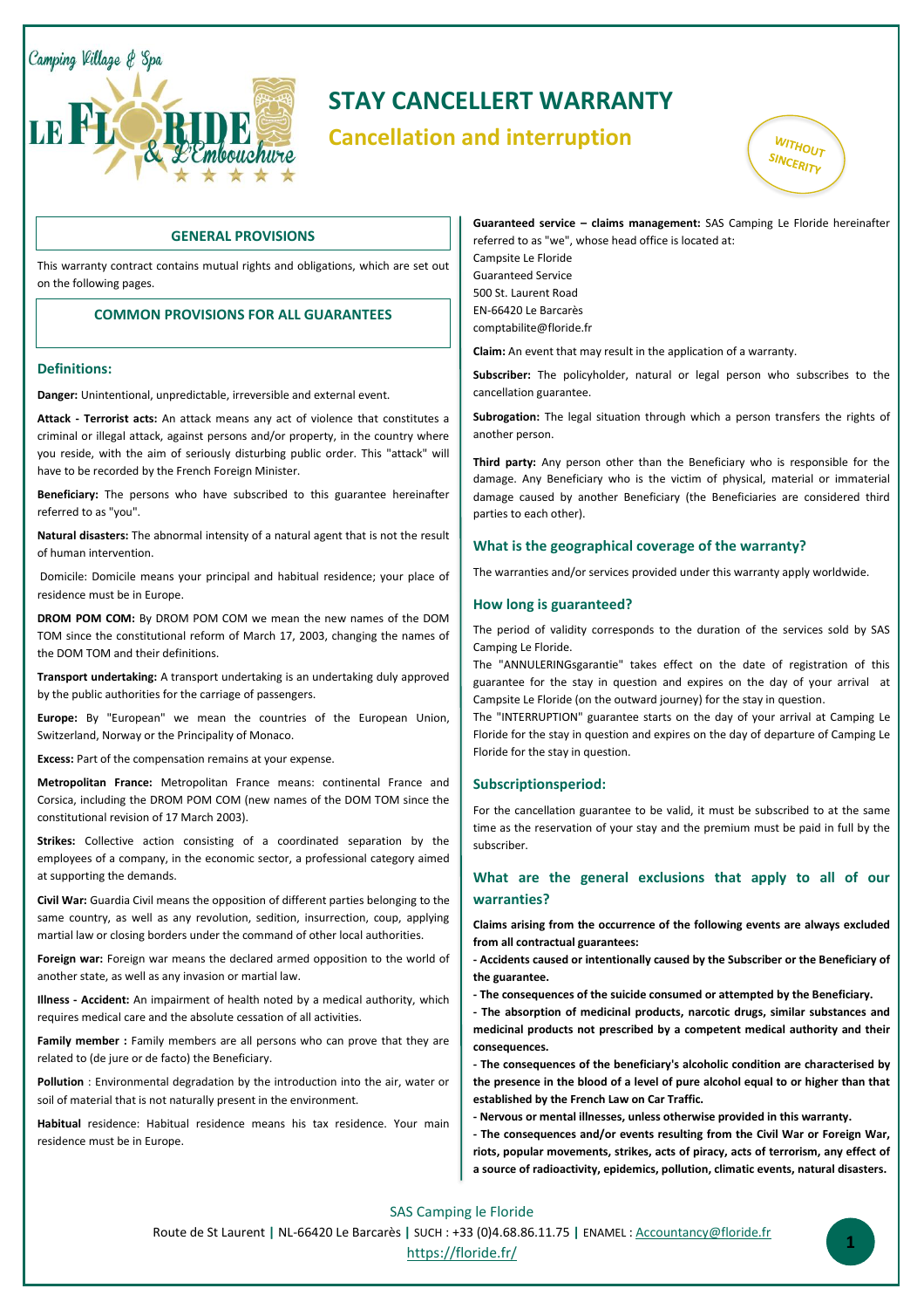Camping Village & Spa

LE FLORIDE & L'Embouchure

# STAY CANCELLERT WARRANTY

## Cancellation and interruption

WITHOUT SINCERITY

### GENERAL PROVISIONS

This warranty contract contains mutual rights and obligations, which are set out on the following pages.

### COMMON PROVISIONS FOR ALL GUARANTEES

## Definitions:

**Danger:** Unintentional, unpredictable, irreversible and external event.

**Attack - Terrorist acts:** An attack means any act of violence that constitutes a criminal or illegal attack, against persons and/or property, in the country where you reside, with the aim of seriously disturbing public order. This "attack" will have to be recorded by the French Foreign Minister.

**Beneficiary:** The persons who have subscribed to this guarantee hereinafter referred to as "you".

**Natural disasters:** The abnormal intensity of a natural agent that is not the result of human intervention.

Domicile: Domicile means your principal and habitual residence; your place of residence must be in Europe.

**DROM POM COM:** By DROM POM COM we mean the new names of the DOM TOM since the constitutional reform of March 17, 2003, changing the names of the DOM TOM and their definitions.

**Transport undertaking:** A transport undertaking is an undertaking duly approved by the public authorities for the carriage of passengers.

**Europe:** By "European" we mean the countries of the European Union, Switzerland, Norway or the Principality of Monaco.

**Excess:** Part of the compensation remains at your expense.

**Metropolitan France:** Metropolitan France means: continental France and Corsica, including the DROM POM COM (new names of the DOM TOM since the constitutional revision of 17 March 2003).

**Strikes:** Collective action consisting of a coordinated separation by the employees of a company, in the economic sector, a professional category aimed at supporting the demands.

**Civil War:** Guardia Civil means the opposition of different parties belonging to the same country, as well as any revolution, sedition, insurrection, coup, applying martial law or closing borders under the command of other local authorities.

**Foreign war:** Foreign war means the declared armed opposition to the world of another state, as well as any invasion or martial law.

**Illness - Accident:** An impairment of health noted by a medical authority, which requires medical care and the absolute cessation of all activities.

**Family member :** Family members are all persons who can prove that they are related to (de jure or de facto) the Beneficiary.

**Pollution** : Environmental degradation by the introduction into the air, water or soil of material that is not naturally present in the environment.

**Habitual** residence: Habitual residence means his tax residence. Your main residence must be in Europe.

**Guaranteed service – claims management:** SAS Camping Le Floride hereinafter referred to as "we", whose head office is located at:
Campsite Le Floride
Guaranteed Service
500 St. Laurent Road
EN-66420 Le Barcarès
comptabilite@floride.fr

**Claim:** An event that may result in the application of a warranty.

**Subscriber:** The policyholder, natural or legal person who subscribes to the cancellation guarantee.

**Subrogation:** The legal situation through which a person transfers the rights of another person.

**Third party:** Any person other than the Beneficiary who is responsible for the damage. Any Beneficiary who is the victim of physical, material or immaterial damage caused by another Beneficiary (the Beneficiaries are considered third parties to each other).

## What is the geographical coverage of the warranty?

The warranties and/or services provided under this warranty apply worldwide.

## How long is guaranteed?

The period of validity corresponds to the duration of the services sold by SAS Camping Le Floride.
The "ANNULERINGsgarantie" takes effect on the date of registration of this guarantee for the stay in question and expires on the day of your arrival at Campsite Le Floride (on the outward journey) for the stay in question.
The "INTERRUPTION" guarantee starts on the day of your arrival at Camping Le Floride for the stay in question and expires on the day of departure of Camping Le Floride for the stay in question.

## Subscriptionsperiod:

For the cancellation guarantee to be valid, it must be subscribed to at the same time as the reservation of your stay and the premium must be paid in full by the subscriber.

## What are the general exclusions that apply to all of our warranties?

**Claims arising from the occurrence of the following events are always excluded from all contractual guarantees:**

**- Accidents caused or intentionally caused by the Subscriber or the Beneficiary of the guarantee.**

**- The consequences of the suicide consumed or attempted by the Beneficiary.**

**- The absorption of medicinal products, narcotic drugs, similar substances and medicinal products not prescribed by a competent medical authority and their consequences.**

**- The consequences of the beneficiary's alcoholic condition are characterised by the presence in the blood of a level of pure alcohol equal to or higher than that established by the French Law on Car Traffic.**

**- Nervous or mental illnesses, unless otherwise provided in this warranty.**

**- The consequences and/or events resulting from the Civil War or Foreign War, riots, popular movements, strikes, acts of piracy, acts of terrorism, any effect of a source of radioactivity, epidemics, pollution, climatic events, natural disasters.**

SAS Camping le Floride
Route de St Laurent | NL-66420 Le Barcarès | SUCH : +33 (0)4.68.86.11.75 | ENAMEL : Accountancy@floride.fr
https://floride.fr/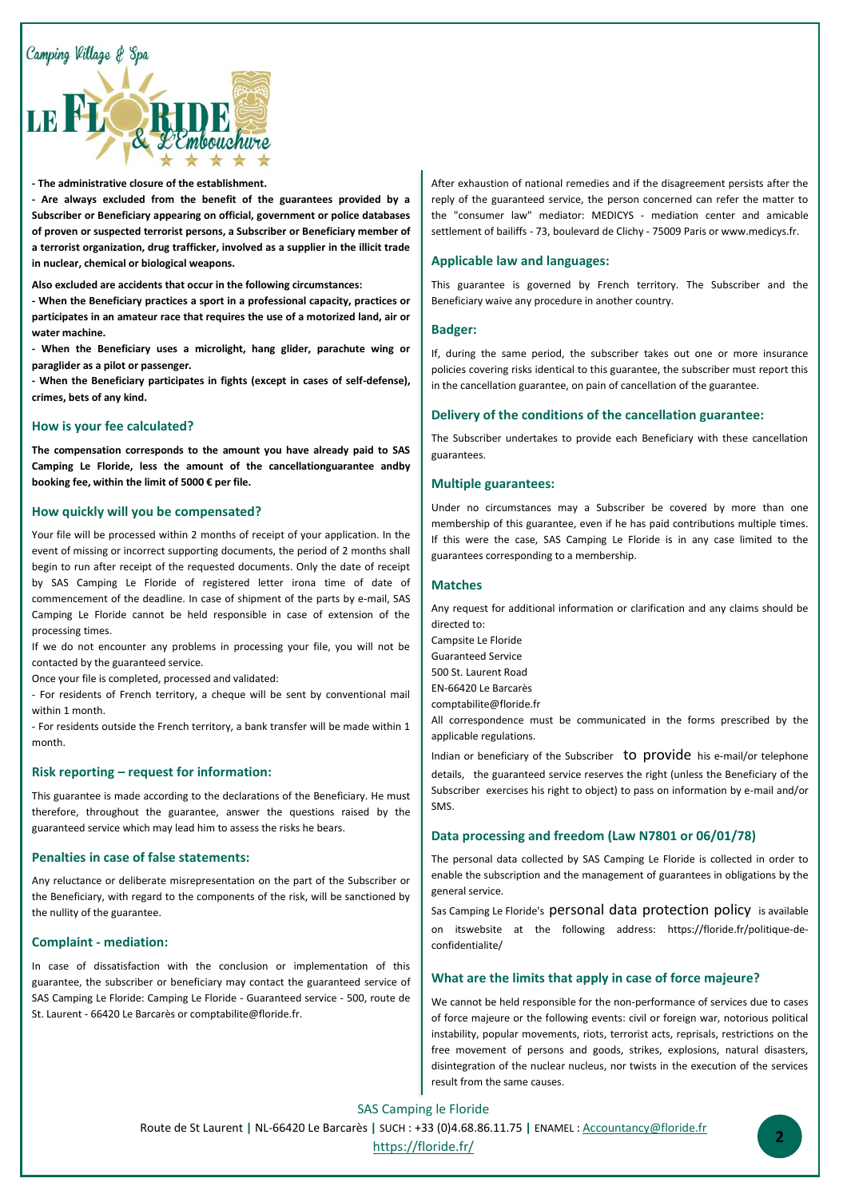**- The administrative closure of the establishment.**

**- Are always excluded from the benefit of the guarantees provided by a Subscriber or Beneficiary appearing on official, government or police databases of proven or suspected terrorist persons, a Subscriber or Beneficiary member of a terrorist organization, drug trafficker, involved as a supplier in the illicit trade in nuclear, chemical or biological weapons.**

**Also excluded are accidents that occur in the following circumstances:**

**- When the Beneficiary practices a sport in a professional capacity, practices or participates in an amateur race that requires the use of a motorized land, air or water machine.**

**- When the Beneficiary uses a microlight, hang glider, parachute wing or paraglider as a pilot or passenger.**

**- When the Beneficiary participates in fights (except in cases of self-defense), crimes, bets of any kind.**

### How is your fee calculated?

**The compensation corresponds to the amount you have already paid to SAS Camping Le Floride, less the amount of the cancellationguarantee andby booking fee, within the limit of 5000 € per file.**

### How quickly will you be compensated?

Your file will be processed within 2 months of receipt of your application. In the event of missing or incorrect supporting documents, the period of 2 months shall begin to run after receipt of the requested documents. Only the date of receipt by SAS Camping Le Floride of registered letter irona time of date of commencement of the deadline. In case of shipment of the parts by e-mail, SAS Camping Le Floride cannot be held responsible in case of extension of the processing times.

If we do not encounter any problems in processing your file, you will not be contacted by the guaranteed service.

Once your file is completed, processed and validated:

- For residents of French territory, a cheque will be sent by conventional mail within 1 month.
- For residents outside the French territory, a bank transfer will be made within 1 month.

### Risk reporting – request for information:

This guarantee is made according to the declarations of the Beneficiary. He must therefore, throughout the guarantee, answer the questions raised by the guaranteed service which may lead him to assess the risks he bears.

### Penalties in case of false statements:

Any reluctance or deliberate misrepresentation on the part of the Subscriber or the Beneficiary, with regard to the components of the risk, will be sanctioned by the nullity of the guarantee.

### Complaint - mediation:

In case of dissatisfaction with the conclusion or implementation of this guarantee, the subscriber or beneficiary may contact the guaranteed service of SAS Camping Le Floride: Camping Le Floride - Guaranteed service - 500, route de St. Laurent - 66420 Le Barcarès or comptabilite@floride.fr.

After exhaustion of national remedies and if the disagreement persists after the reply of the guaranteed service, the person concerned can refer the matter to the "consumer law" mediator: MEDICYS - mediation center and amicable settlement of bailiffs - 73, boulevard de Clichy - 75009 Paris or www.medicys.fr.

### Applicable law and languages:

This guarantee is governed by French territory. The Subscriber and the Beneficiary waive any procedure in another country.

### Badger:

If, during the same period, the subscriber takes out one or more insurance policies covering risks identical to this guarantee, the subscriber must report this in the cancellation guarantee, on pain of cancellation of the guarantee.

### Delivery of the conditions of the cancellation guarantee:

The Subscriber undertakes to provide each Beneficiary with these cancellation guarantees.

### Multiple guarantees:

Under no circumstances may a Subscriber be covered by more than one membership of this guarantee, even if he has paid contributions multiple times. If this were the case, SAS Camping Le Floride is in any case limited to the guarantees corresponding to a membership.

### Matches

Any request for additional information or clarification and any claims should be directed to:

Campsite Le Floride
Guaranteed Service
500 St. Laurent Road
EN-66420 Le Barcarès
comptabilite@floride.fr

All correspondence must be communicated in the forms prescribed by the applicable regulations.

Indian or beneficiary of the Subscriber to provide his e-mail/or telephone details, the guaranteed service reserves the right (unless the Beneficiary of the Subscriber exercises his right to object) to pass on information by e-mail and/or SMS.

### Data processing and freedom (Law N7801 or 06/01/78)

The personal data collected by SAS Camping Le Floride is collected in order to enable the subscription and the management of guarantees in obligations by the general service.

Sas Camping Le Floride's personal data protection policy is available on itswebsite at the following address: https://floride.fr/politique-de-confidentialite/

### What are the limits that apply in case of force majeure?

We cannot be held responsible for the non-performance of services due to cases of force majeure or the following events: civil or foreign war, notorious political instability, popular movements, riots, terrorist acts, reprisals, restrictions on the free movement of persons and goods, strikes, explosions, natural disasters, disintegration of the nuclear nucleus, nor twists in the execution of the services result from the same causes.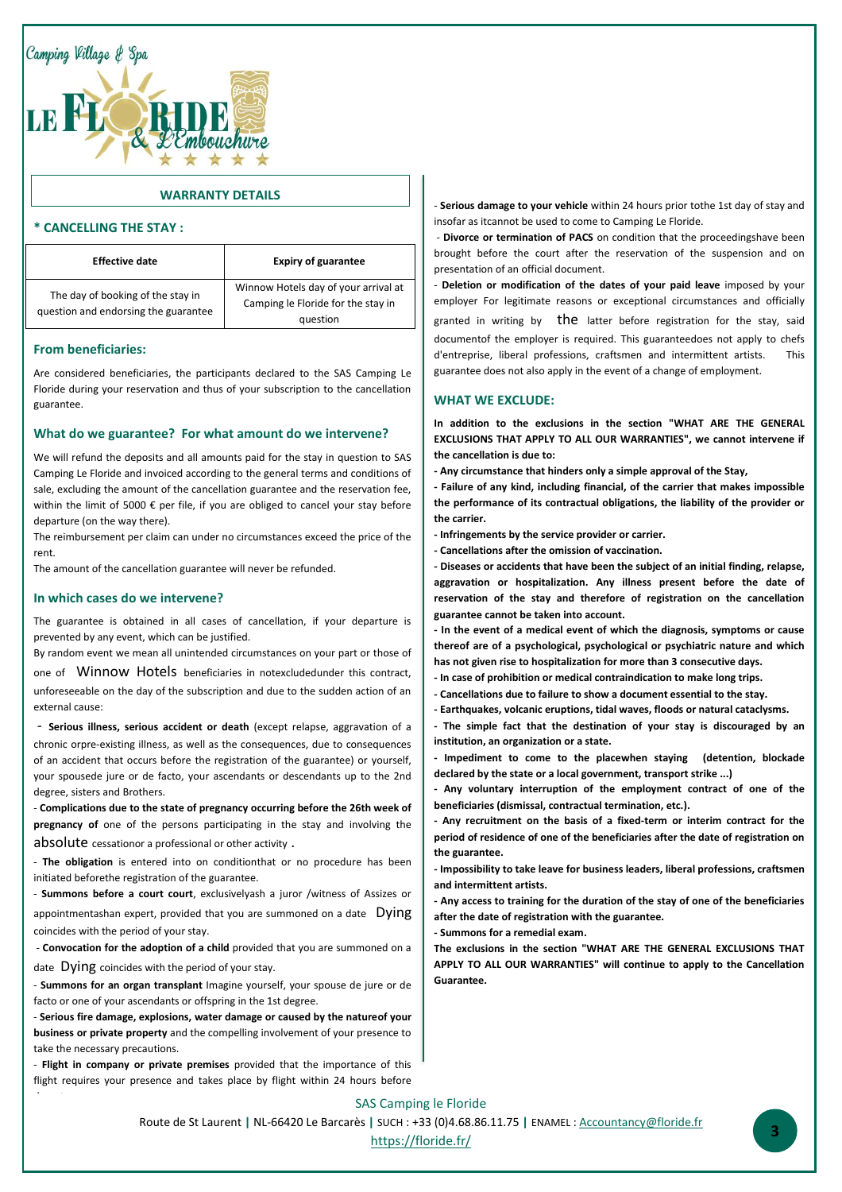## WARRANTY DETAILS

### * CANCELLING THE STAY :

| Effective date | Expiry of guarantee |
|---|---|
| The day of booking of the stay in question and endorsing the guarantee | Winnow Hotels day of your arrival at Camping le Floride for the stay in question |

### From beneficiaries:

Are considered beneficiaries, the participants declared to the SAS Camping Le Floride during your reservation and thus of your subscription to the cancellation guarantee.

### What do we guarantee? For what amount do we intervene?

We will refund the deposits and all amounts paid for the stay in question to SAS Camping Le Floride and invoiced according to the general terms and conditions of sale, excluding the amount of the cancellation guarantee and the reservation fee, within the limit of 5000 € per file, if you are obliged to cancel your stay before departure (on the way there).

The reimbursement per claim can under no circumstances exceed the price of the rent.

The amount of the cancellation guarantee will never be refunded.

### In which cases do we intervene?

The guarantee is obtained in all cases of cancellation, if your departure is prevented by any event, which can be justified.

By random event we mean all unintended circumstances on your part or those of one of Winnow Hotels beneficiaries in notexcludedunder this contract, unforeseeable on the day of the subscription and due to the sudden action of an external cause:

- **Serious illness, serious accident or death** (except relapse, aggravation of a chronic orpre-existing illness, as well as the consequences, due to consequences of an accident that occurs before the registration of the guarantee) or yourself, your spousede jure or de facto, your ascendants or descendants up to the 2nd degree, sisters and Brothers.
- **Complications due to the state of pregnancy occurring before the 26th week of pregnancy of** one of the persons participating in the stay and involving the absolute cessationor a professional or other activity **.**
- **The obligation** is entered into on conditionthat or no procedure has been initiated beforethe registration of the guarantee.
- **Summons before a court court**, exclusivelyash a juror /witness of Assizes or appointmentasthan expert, provided that you are summoned on a date Dying coincides with the period of your stay.
- **Convocation for the adoption of a child** provided that you are summoned on a date Dying coincides with the period of your stay.
- **Summons for an organ transplant** Imagine yourself, your spouse de jure or de facto or one of your ascendants or offspring in the 1st degree.
- **Serious fire damage, explosions, water damage or caused by the natureof your business or private property** and the compelling involvement of your presence to take the necessary precautions.
- **Flight in company or private premises** provided that the importance of this flight requires your presence and takes place by flight within 24 hours before
- **Serious damage to your vehicle** within 24 hours prior tothe 1st day of stay and insofar as itcannot be used to come to Camping Le Floride.
- **Divorce or termination of PACS** on condition that the proceedingshave been brought before the court after the reservation of the suspension and on presentation of an official document.
- **Deletion or modification of the dates of your paid leave** imposed by your employer For legitimate reasons or exceptional circumstances and officially granted in writing by the latter before registration for the stay, said documentof the employer is required. This guaranteedoes not apply to chefs d'entreprise, liberal professions, craftsmen and intermittent artists. This guarantee does not also apply in the event of a change of employment.

### WHAT WE EXCLUDE:

**In addition to the exclusions in the section "WHAT ARE THE GENERAL EXCLUSIONS THAT APPLY TO ALL OUR WARRANTIES", we cannot intervene if the cancellation is due to:**

**- Any circumstance that hinders only a simple approval of the Stay,**

**- Failure of any kind, including financial, of the carrier that makes impossible the performance of its contractual obligations, the liability of the provider or the carrier.**

**- Infringements by the service provider or carrier.**

**- Cancellations after the omission of vaccination.**

**- Diseases or accidents that have been the subject of an initial finding, relapse, aggravation or hospitalization. Any illness present before the date of reservation of the stay and therefore of registration on the cancellation guarantee cannot be taken into account.**

**- In the event of a medical event of which the diagnosis, symptoms or cause thereof are of a psychological, psychological or psychiatric nature and which has not given rise to hospitalization for more than 3 consecutive days.**

**- In case of prohibition or medical contraindication to make long trips.**

**- Cancellations due to failure to show a document essential to the stay.**

**- Earthquakes, volcanic eruptions, tidal waves, floods or natural cataclysms.**

**- The simple fact that the destination of your stay is discouraged by an institution, an organization or a state.**

**- Impediment to come to the placewhen staying (detention, blockade declared by the state or a local government, transport strike ...)**

**- Any voluntary interruption of the employment contract of one of the beneficiaries (dismissal, contractual termination, etc.).**

**- Any recruitment on the basis of a fixed-term or interim contract for the period of residence of one of the beneficiaries after the date of registration on the guarantee.**

**- Impossibility to take leave for business leaders, liberal professions, craftsmen and intermittent artists.**

**- Any access to training for the duration of the stay of one of the beneficiaries after the date of registration with the guarantee.**

**- Summons for a remedial exam.**

**The exclusions in the section "WHAT ARE THE GENERAL EXCLUSIONS THAT APPLY TO ALL OUR WARRANTIES" will continue to apply to the Cancellation Guarantee.**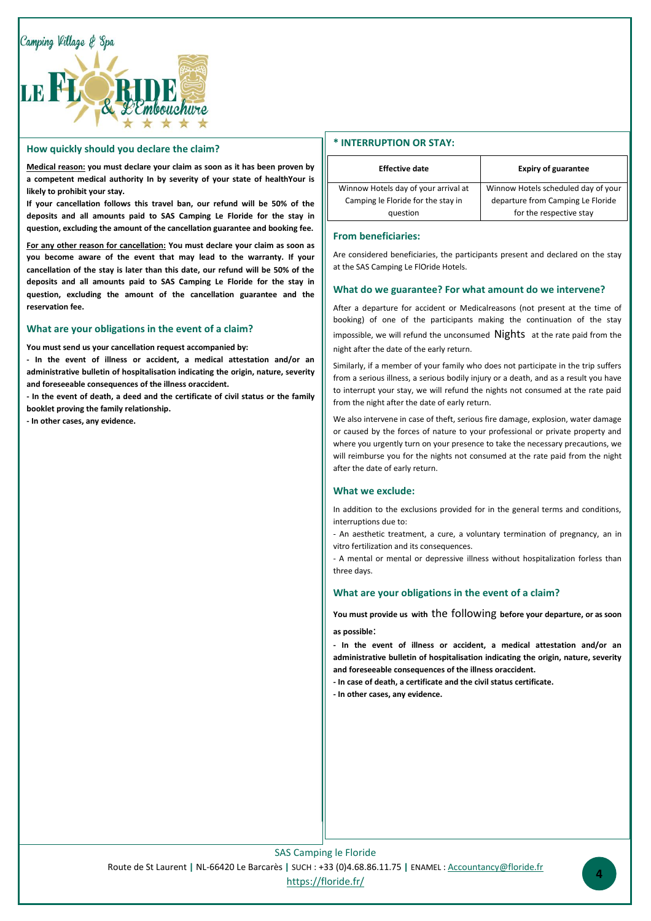### How quickly should you declare the claim?

**Medical reason: you must declare your claim as soon as it has been proven by a competent medical authority In by severity of your state of healthYour is likely to prohibit your stay.**

**If your cancellation follows this travel ban, our refund will be 50% of the deposits and all amounts paid to SAS Camping Le Floride for the stay in question, excluding the amount of the cancellation guarantee and booking fee.**

**For any other reason for cancellation: You must declare your claim as soon as you become aware of the event that may lead to the warranty. If your cancellation of the stay is later than this date, our refund will be 50% of the deposits and all amounts paid to SAS Camping Le Floride for the stay in question, excluding the amount of the cancellation guarantee and the reservation fee.**

### What are your obligations in the event of a claim?

**You must send us your cancellation request accompanied by:**

**- In the event of illness or accident, a medical attestation and/or an administrative bulletin of hospitalisation indicating the origin, nature, severity and foreseeable consequences of the illness oraccident.**

**- In the event of death, a deed and the certificate of civil status or the family booklet proving the family relationship.**

**- In other cases, any evidence.**

### * INTERRUPTION OR STAY:

| Effective date | Expiry of guarantee |
|---|---|
| Winnow Hotels day of your arrival at Camping le Floride for the stay in question | Winnow Hotels scheduled day of your departure from Camping Le Floride for the respective stay |

### From beneficiaries:

Are considered beneficiaries, the participants present and declared on the stay at the SAS Camping Le FlOride Hotels.

### What do we guarantee? For what amount do we intervene?

After a departure for accident or Medicalreasons (not present at the time of booking) of one of the participants making the continuation of the stay impossible, we will refund the unconsumed Nights at the rate paid from the night after the date of the early return.

Similarly, if a member of your family who does not participate in the trip suffers from a serious illness, a serious bodily injury or a death, and as a result you have to interrupt your stay, we will refund the nights not consumed at the rate paid from the night after the date of early return.

We also intervene in case of theft, serious fire damage, explosion, water damage or caused by the forces of nature to your professional or private property and where you urgently turn on your presence to take the necessary precautions, we will reimburse you for the nights not consumed at the rate paid from the night after the date of early return.

### What we exclude:

In addition to the exclusions provided for in the general terms and conditions, interruptions due to:

- An aesthetic treatment, a cure, a voluntary termination of pregnancy, an in vitro fertilization and its consequences.
- A mental or mental or depressive illness without hospitalization forless than three days.

### What are your obligations in the event of a claim?

**You must provide us with the following before your departure, or as soon as possible:**

**- In the event of illness or accident, a medical attestation and/or an administrative bulletin of hospitalisation indicating the origin, nature, severity and foreseeable consequences of the illness oraccident.**

**- In case of death, a certificate and the civil status certificate.**

**- In other cases, any evidence.**

SAS Camping le Floride

Route de St Laurent | NL-66420 Le Barcarès | SUCH : +33 (0)4.68.86.11.75 | ENAMEL : Accountancy@floride.fr

https://floride.fr/